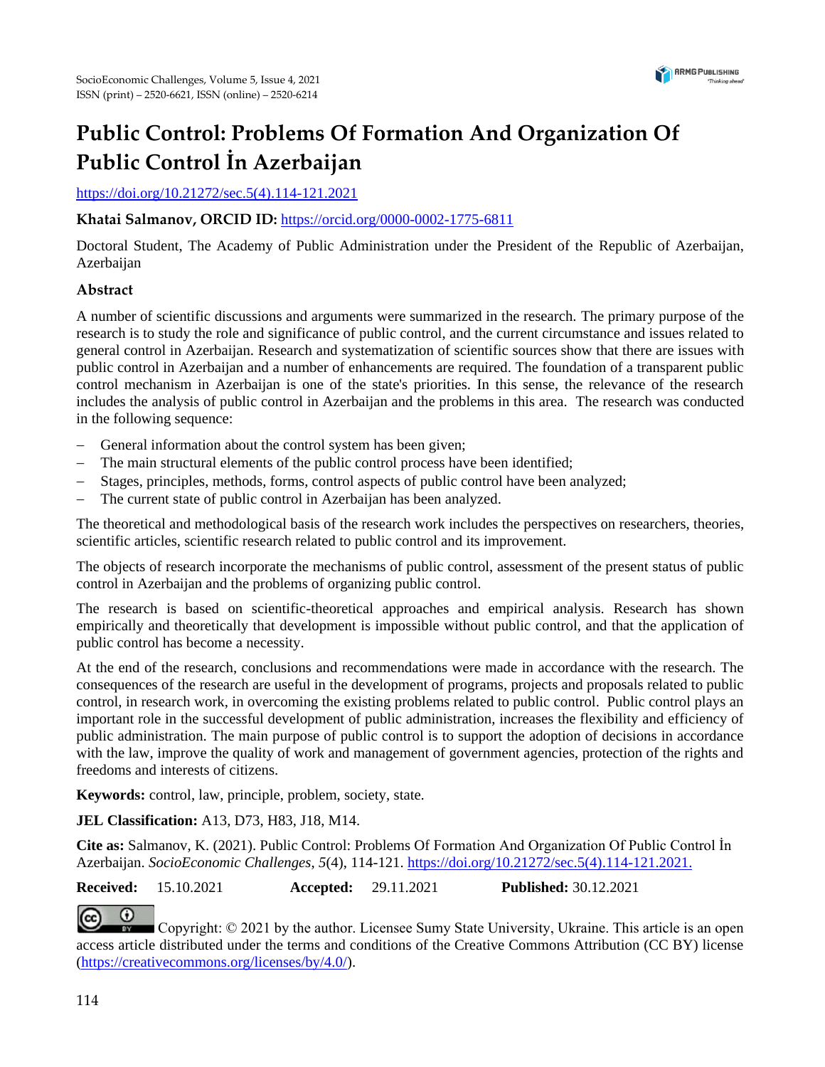# Public Control: Problems Of Formation And Organization Of Public Control İn Azerbaijan

https://doi.org/10.21272/sec.5(4).114-121.2021

**Khatai Salmanov, ORCID ID:** https://orcid.org/0000-0002-1775-6811

Doctoral Student, The Academy of Public Administration under the President of the Republic of Azerbaijan, Azerbaijan

**Abstract**

A number of scientific discussions and arguments were summarized in the research. The primary purpose of the research is to study the role and significance of public control, and the current circumstance and issues related to general control in Azerbaijan. Research and systematization of scientific sources show that there are issues with public control in Azerbaijan and a number of enhancements are required. The foundation of a transparent public control mechanism in Azerbaijan is one of the state's priorities. In this sense, the relevance of the research includes the analysis of public control in Azerbaijan and the problems in this area. The research was conducted in the following sequence:

- General information about the control system has been given;
- The main structural elements of the public control process have been identified;
- Stages, principles, methods, forms, control aspects of public control have been analyzed;
- The current state of public control in Azerbaijan has been analyzed.

The theoretical and methodological basis of the research work includes the perspectives on researchers, theories, scientific articles, scientific research related to public control and its improvement.

The objects of research incorporate the mechanisms of public control, assessment of the present status of public control in Azerbaijan and the problems of organizing public control.

The research is based on scientific-theoretical approaches and empirical analysis. Research has shown empirically and theoretically that development is impossible without public control, and that the application of public control has become a necessity.

At the end of the research, conclusions and recommendations were made in accordance with the research. The consequences of the research are useful in the development of programs, projects and proposals related to public control, in research work, in overcoming the existing problems related to public control. Public control plays an important role in the successful development of public administration, increases the flexibility and efficiency of public administration. The main purpose of public control is to support the adoption of decisions in accordance with the law, improve the quality of work and management of government agencies, protection of the rights and freedoms and interests of citizens.

**Keywords:** control, law, principle, problem, society, state.

**JEL Classification:** A13, D73, H83, J18, M14.

**Cite as:** Salmanov, K. (2021). Public Control: Problems Of Formation And Organization Of Public Control İn Azerbaijan. *SocioEconomic Challenges*, *5*(4), 114-121. https://doi.org/10.21272/sec.5(4).114-121.2021.

**Received:** 15.10.2021 **Accepted:** 29.11.2021 **Published:** 30.12.2021

Copyright: © 2021 by the author. Licensee Sumy State University, Ukraine. This article is an open access article distributed under the terms and conditions of the Creative Commons Attribution (CC BY) license (https://creativecommons.org/licenses/by/4.0/).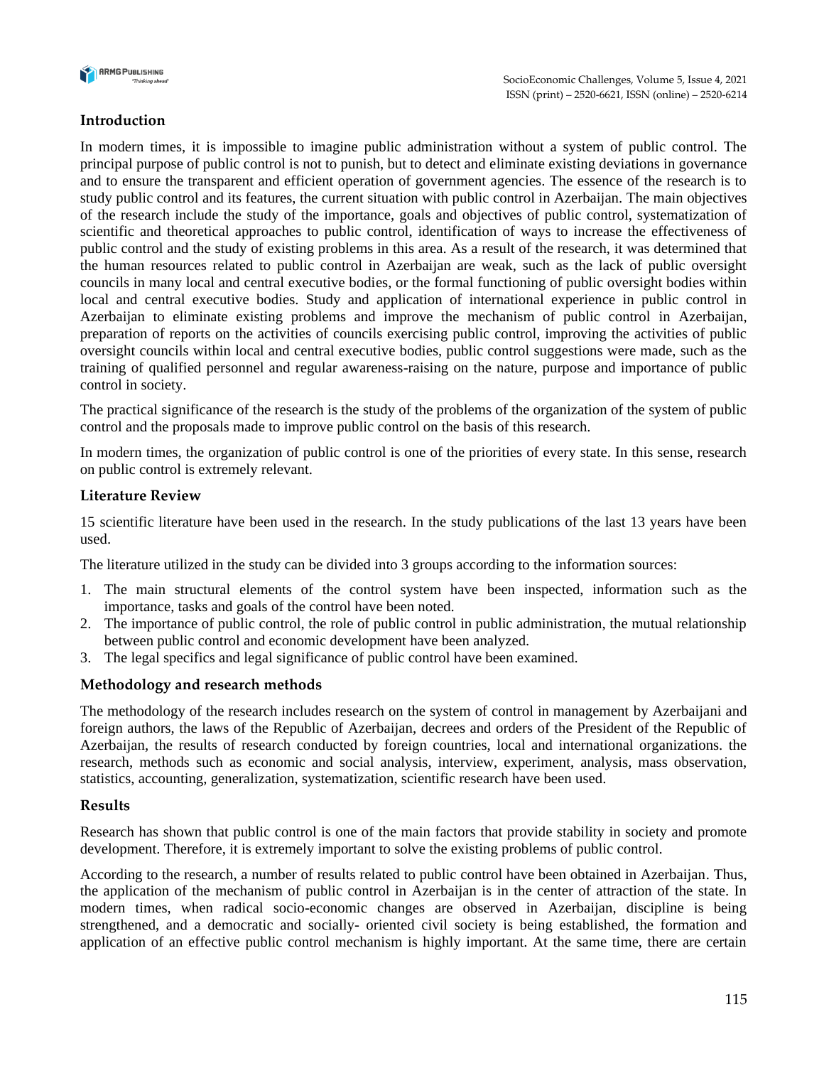## Introduction

In modern times, it is impossible to imagine public administration without a system of public control. The principal purpose of public control is not to punish, but to detect and eliminate existing deviations in governance and to ensure the transparent and efficient operation of government agencies. The essence of the research is to study public control and its features, the current situation with public control in Azerbaijan. The main objectives of the research include the study of the importance, goals and objectives of public control, systematization of scientific and theoretical approaches to public control, identification of ways to increase the effectiveness of public control and the study of existing problems in this area. As a result of the research, it was determined that the human resources related to public control in Azerbaijan are weak, such as the lack of public oversight councils in many local and central executive bodies, or the formal functioning of public oversight bodies within local and central executive bodies. Study and application of international experience in public control in Azerbaijan to eliminate existing problems and improve the mechanism of public control in Azerbaijan, preparation of reports on the activities of councils exercising public control, improving the activities of public oversight councils within local and central executive bodies, public control suggestions were made, such as the training of qualified personnel and regular awareness-raising on the nature, purpose and importance of public control in society.

The practical significance of the research is the study of the problems of the organization of the system of public control and the proposals made to improve public control on the basis of this research.

In modern times, the organization of public control is one of the priorities of every state. In this sense, research on public control is extremely relevant.

## Literature Review

15 scientific literature have been used in the research. In the study publications of the last 13 years have been used.

The literature utilized in the study can be divided into 3 groups according to the information sources:

1. The main structural elements of the control system have been inspected, information such as the importance, tasks and goals of the control have been noted.
2. The importance of public control, the role of public control in public administration, the mutual relationship between public control and economic development have been analyzed.
3. The legal specifics and legal significance of public control have been examined.

## Methodology and research methods

The methodology of the research includes research on the system of control in management by Azerbaijani and foreign authors, the laws of the Republic of Azerbaijan, decrees and orders of the President of the Republic of Azerbaijan, the results of research conducted by foreign countries, local and international organizations. the research, methods such as economic and social analysis, interview, experiment, analysis, mass observation, statistics, accounting, generalization, systematization, scientific research have been used.

## Results

Research has shown that public control is one of the main factors that provide stability in society and promote development. Therefore, it is extremely important to solve the existing problems of public control.

According to the research, a number of results related to public control have been obtained in Azerbaijan. Thus, the application of the mechanism of public control in Azerbaijan is in the center of attraction of the state. In modern times, when radical socio-economic changes are observed in Azerbaijan, discipline is being strengthened, and a democratic and socially- oriented civil society is being established, the formation and application of an effective public control mechanism is highly important. At the same time, there are certain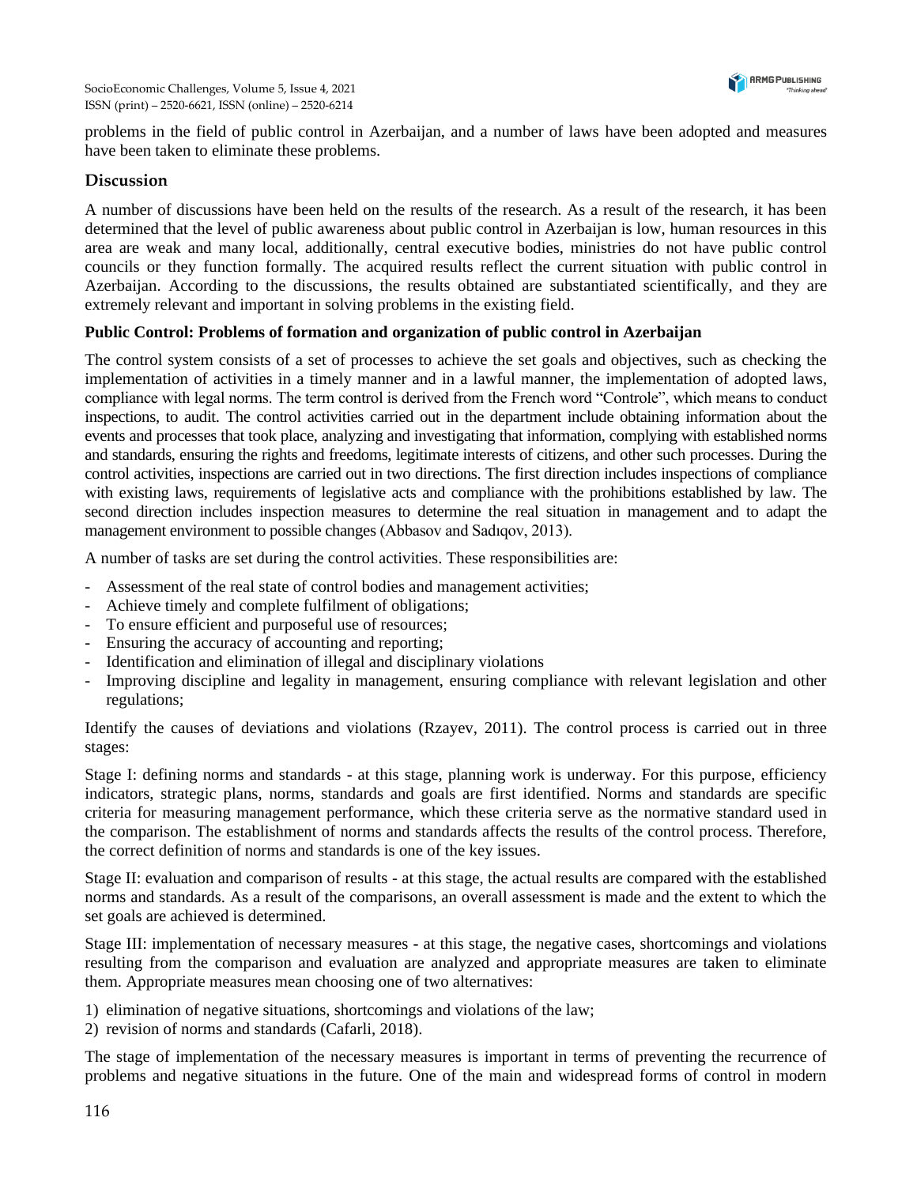problems in the field of public control in Azerbaijan, and a number of laws have been adopted and measures have been taken to eliminate these problems.

## Discussion

A number of discussions have been held on the results of the research. As a result of the research, it has been determined that the level of public awareness about public control in Azerbaijan is low, human resources in this area are weak and many local, additionally, central executive bodies, ministries do not have public control councils or they function formally. The acquired results reflect the current situation with public control in Azerbaijan. According to the discussions, the results obtained are substantiated scientifically, and they are extremely relevant and important in solving problems in the existing field.

### Public Control: Problems of formation and organization of public control in Azerbaijan

The control system consists of a set of processes to achieve the set goals and objectives, such as checking the implementation of activities in a timely manner and in a lawful manner, the implementation of adopted laws, compliance with legal norms. The term control is derived from the French word "Controle", which means to conduct inspections, to audit. The control activities carried out in the department include obtaining information about the events and processes that took place, analyzing and investigating that information, complying with established norms and standards, ensuring the rights and freedoms, legitimate interests of citizens, and other such processes. During the control activities, inspections are carried out in two directions. The first direction includes inspections of compliance with existing laws, requirements of legislative acts and compliance with the prohibitions established by law. The second direction includes inspection measures to determine the real situation in management and to adapt the management environment to possible changes (Abbasov and Sadıqov, 2013).

A number of tasks are set during the control activities. These responsibilities are:

- Assessment of the real state of control bodies and management activities;
- Achieve timely and complete fulfilment of obligations;
- To ensure efficient and purposeful use of resources;
- Ensuring the accuracy of accounting and reporting;
- Identification and elimination of illegal and disciplinary violations
- Improving discipline and legality in management, ensuring compliance with relevant legislation and other regulations;

Identify the causes of deviations and violations (Rzayev, 2011). The control process is carried out in three stages:

Stage I: defining norms and standards - at this stage, planning work is underway. For this purpose, efficiency indicators, strategic plans, norms, standards and goals are first identified. Norms and standards are specific criteria for measuring management performance, which these criteria serve as the normative standard used in the comparison. The establishment of norms and standards affects the results of the control process. Therefore, the correct definition of norms and standards is one of the key issues.

Stage II: evaluation and comparison of results - at this stage, the actual results are compared with the established norms and standards. As a result of the comparisons, an overall assessment is made and the extent to which the set goals are achieved is determined.

Stage III: implementation of necessary measures - at this stage, the negative cases, shortcomings and violations resulting from the comparison and evaluation are analyzed and appropriate measures are taken to eliminate them. Appropriate measures mean choosing one of two alternatives:

1) elimination of negative situations, shortcomings and violations of the law;
2) revision of norms and standards (Cafarli, 2018).

The stage of implementation of the necessary measures is important in terms of preventing the recurrence of problems and negative situations in the future. One of the main and widespread forms of control in modern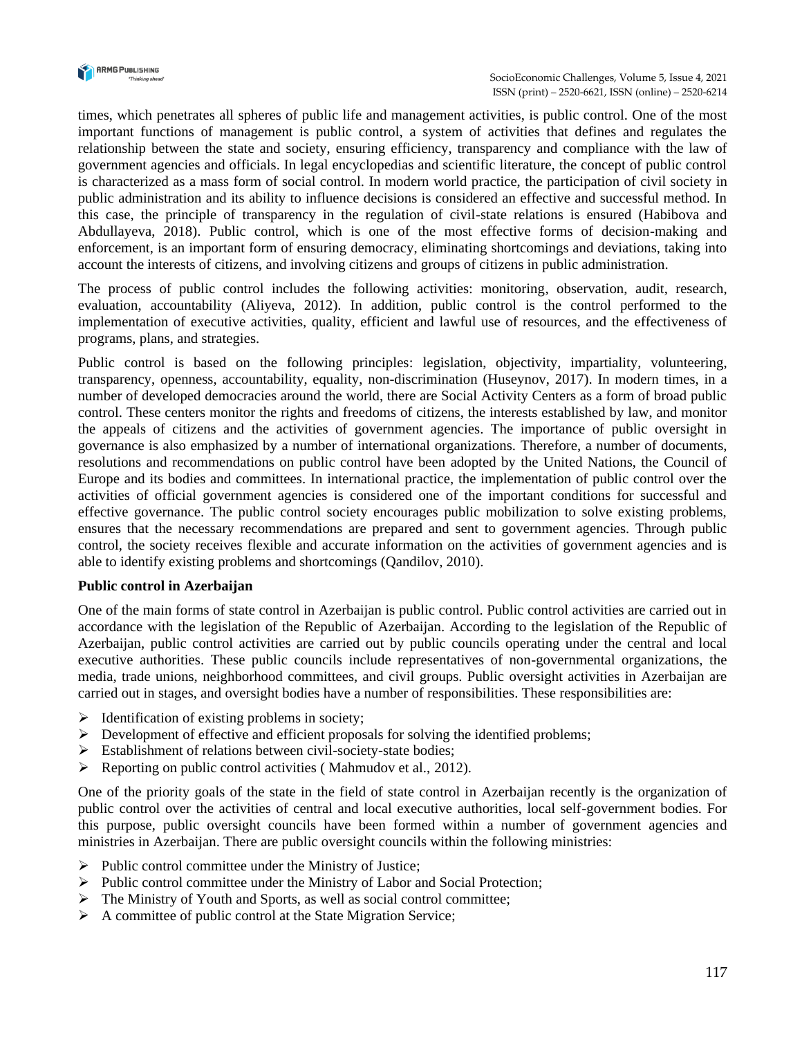times, which penetrates all spheres of public life and management activities, is public control. One of the most important functions of management is public control, a system of activities that defines and regulates the relationship between the state and society, ensuring efficiency, transparency and compliance with the law of government agencies and officials. In legal encyclopedias and scientific literature, the concept of public control is characterized as a mass form of social control. In modern world practice, the participation of civil society in public administration and its ability to influence decisions is considered an effective and successful method. In this case, the principle of transparency in the regulation of civil-state relations is ensured (Habibova and Abdullayeva, 2018). Public control, which is one of the most effective forms of decision-making and enforcement, is an important form of ensuring democracy, eliminating shortcomings and deviations, taking into account the interests of citizens, and involving citizens and groups of citizens in public administration.

The process of public control includes the following activities: monitoring, observation, audit, research, evaluation, accountability (Aliyeva, 2012). In addition, public control is the control performed to the implementation of executive activities, quality, efficient and lawful use of resources, and the effectiveness of programs, plans, and strategies.

Public control is based on the following principles: legislation, objectivity, impartiality, volunteering, transparency, openness, accountability, equality, non-discrimination (Huseynov, 2017). In modern times, in a number of developed democracies around the world, there are Social Activity Centers as a form of broad public control. These centers monitor the rights and freedoms of citizens, the interests established by law, and monitor the appeals of citizens and the activities of government agencies. The importance of public oversight in governance is also emphasized by a number of international organizations. Therefore, a number of documents, resolutions and recommendations on public control have been adopted by the United Nations, the Council of Europe and its bodies and committees. In international practice, the implementation of public control over the activities of official government agencies is considered one of the important conditions for successful and effective governance. The public control society encourages public mobilization to solve existing problems, ensures that the necessary recommendations are prepared and sent to government agencies. Through public control, the society receives flexible and accurate information on the activities of government agencies and is able to identify existing problems and shortcomings (Qandilov, 2010).

**Public control in Azerbaijan**

One of the main forms of state control in Azerbaijan is public control. Public control activities are carried out in accordance with the legislation of the Republic of Azerbaijan. According to the legislation of the Republic of Azerbaijan, public control activities are carried out by public councils operating under the central and local executive authorities. These public councils include representatives of non-governmental organizations, the media, trade unions, neighborhood committees, and civil groups. Public oversight activities in Azerbaijan are carried out in stages, and oversight bodies have a number of responsibilities. These responsibilities are:

- Identification of existing problems in society;
- Development of effective and efficient proposals for solving the identified problems;
- Establishment of relations between civil-society-state bodies;
- Reporting on public control activities ( Mahmudov et al., 2012).

One of the priority goals of the state in the field of state control in Azerbaijan recently is the organization of public control over the activities of central and local executive authorities, local self-government bodies. For this purpose, public oversight councils have been formed within a number of government agencies and ministries in Azerbaijan. There are public oversight councils within the following ministries:

- Public control committee under the Ministry of Justice;
- Public control committee under the Ministry of Labor and Social Protection;
- The Ministry of Youth and Sports, as well as social control committee;
- A committee of public control at the State Migration Service;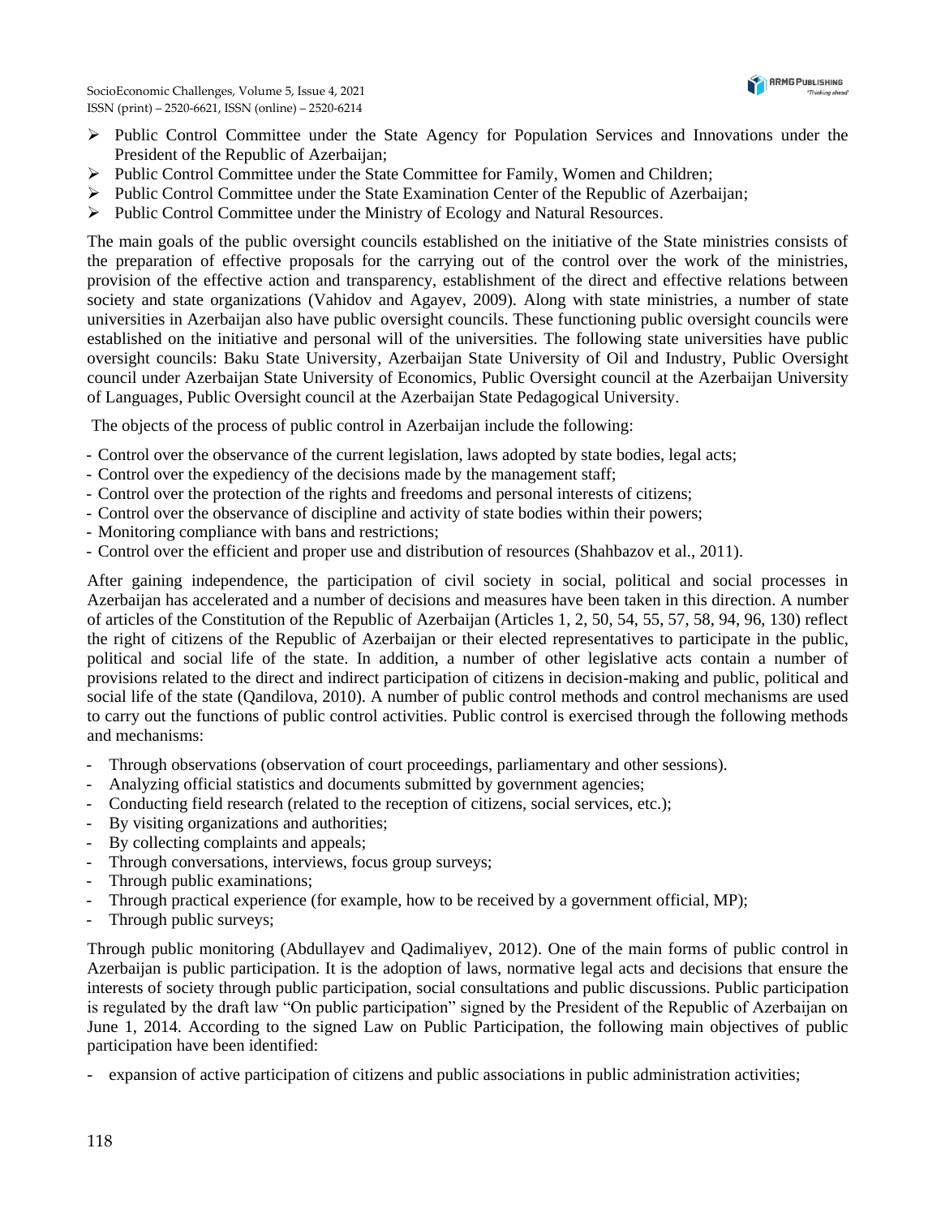- Public Control Committee under the State Agency for Population Services and Innovations under the President of the Republic of Azerbaijan;
- Public Control Committee under the State Committee for Family, Women and Children;
- Public Control Committee under the State Examination Center of the Republic of Azerbaijan;
- Public Control Committee under the Ministry of Ecology and Natural Resources.

The main goals of the public oversight councils established on the initiative of the State ministries consists of the preparation of effective proposals for the carrying out of the control over the work of the ministries, provision of the effective action and transparency, establishment of the direct and effective relations between society and state organizations (Vahidov and Agayev, 2009). Along with state ministries, a number of state universities in Azerbaijan also have public oversight councils. These functioning public oversight councils were established on the initiative and personal will of the universities. The following state universities have public oversight councils: Baku State University, Azerbaijan State University of Oil and Industry, Public Oversight council under Azerbaijan State University of Economics, Public Oversight council at the Azerbaijan University of Languages, Public Oversight council at the Azerbaijan State Pedagogical University.

The objects of the process of public control in Azerbaijan include the following:

- Control over the observance of the current legislation, laws adopted by state bodies, legal acts;
- Control over the expediency of the decisions made by the management staff;
- Control over the protection of the rights and freedoms and personal interests of citizens;
- Control over the observance of discipline and activity of state bodies within their powers;
- Monitoring compliance with bans and restrictions;
- Control over the efficient and proper use and distribution of resources (Shahbazov et al., 2011).

After gaining independence, the participation of civil society in social, political and social processes in Azerbaijan has accelerated and a number of decisions and measures have been taken in this direction. A number of articles of the Constitution of the Republic of Azerbaijan (Articles 1, 2, 50, 54, 55, 57, 58, 94, 96, 130) reflect the right of citizens of the Republic of Azerbaijan or their elected representatives to participate in the public, political and social life of the state. In addition, a number of other legislative acts contain a number of provisions related to the direct and indirect participation of citizens in decision-making and public, political and social life of the state (Qandilova, 2010). A number of public control methods and control mechanisms are used to carry out the functions of public control activities. Public control is exercised through the following methods and mechanisms:

- Through observations (observation of court proceedings, parliamentary and other sessions).
- Analyzing official statistics and documents submitted by government agencies;
- Conducting field research (related to the reception of citizens, social services, etc.);
- By visiting organizations and authorities;
- By collecting complaints and appeals;
- Through conversations, interviews, focus group surveys;
- Through public examinations;
- Through practical experience (for example, how to be received by a government official, MP);
- Through public surveys;

Through public monitoring (Abdullayev and Qadimaliyev, 2012). One of the main forms of public control in Azerbaijan is public participation. It is the adoption of laws, normative legal acts and decisions that ensure the interests of society through public participation, social consultations and public discussions. Public participation is regulated by the draft law "On public participation" signed by the President of the Republic of Azerbaijan on June 1, 2014. According to the signed Law on Public Participation, the following main objectives of public participation have been identified:

- expansion of active participation of citizens and public associations in public administration activities;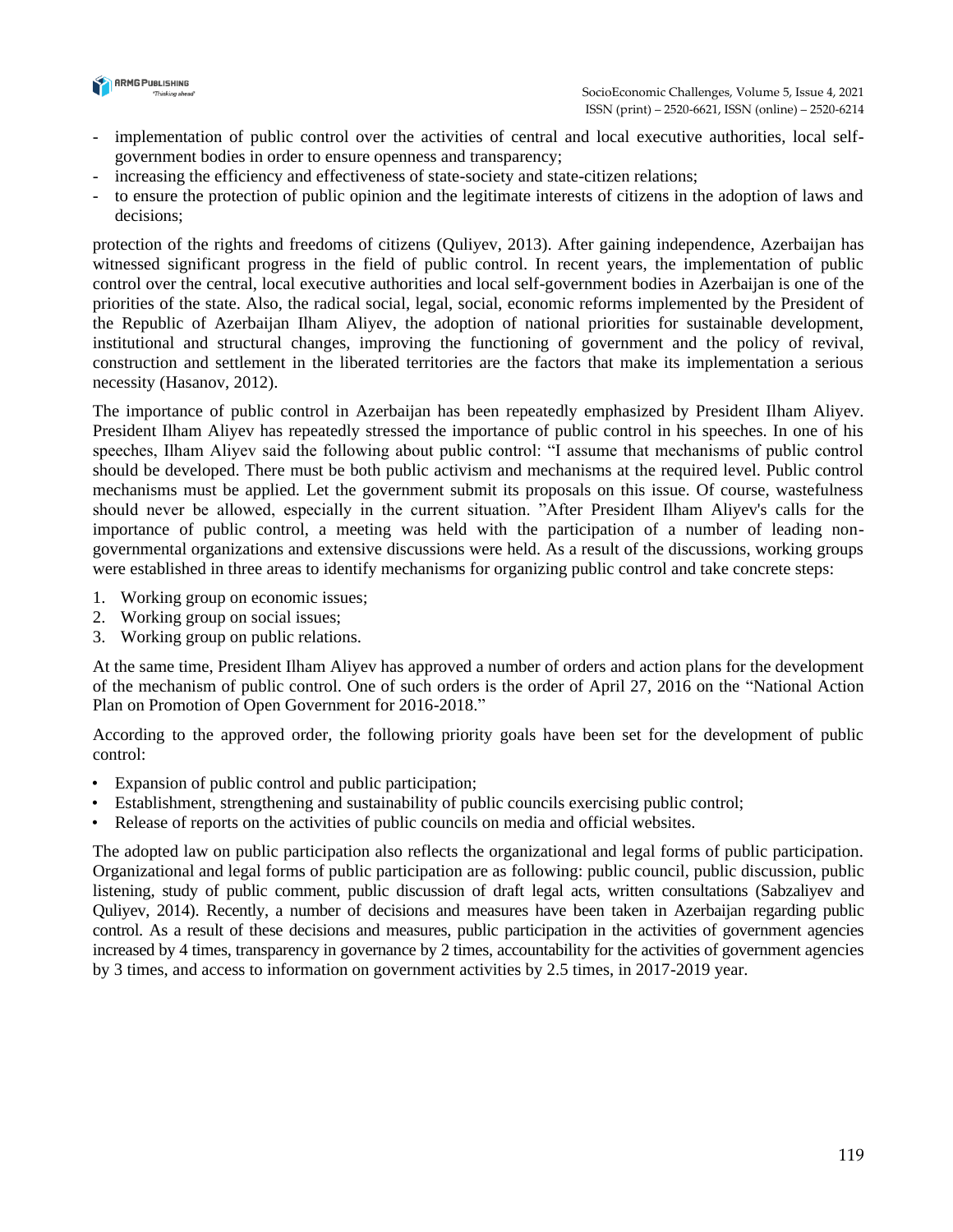- implementation of public control over the activities of central and local executive authorities, local self-government bodies in order to ensure openness and transparency;
- increasing the efficiency and effectiveness of state-society and state-citizen relations;
- to ensure the protection of public opinion and the legitimate interests of citizens in the adoption of laws and decisions;

protection of the rights and freedoms of citizens (Quliyev, 2013). After gaining independence, Azerbaijan has witnessed significant progress in the field of public control. In recent years, the implementation of public control over the central, local executive authorities and local self-government bodies in Azerbaijan is one of the priorities of the state. Also, the radical social, legal, social, economic reforms implemented by the President of the Republic of Azerbaijan Ilham Aliyev, the adoption of national priorities for sustainable development, institutional and structural changes, improving the functioning of government and the policy of revival, construction and settlement in the liberated territories are the factors that make its implementation a serious necessity (Hasanov, 2012).

The importance of public control in Azerbaijan has been repeatedly emphasized by President Ilham Aliyev. President Ilham Aliyev has repeatedly stressed the importance of public control in his speeches. In one of his speeches, Ilham Aliyev said the following about public control: "I assume that mechanisms of public control should be developed. There must be both public activism and mechanisms at the required level. Public control mechanisms must be applied. Let the government submit its proposals on this issue. Of course, wastefulness should never be allowed, especially in the current situation. "After President Ilham Aliyev's calls for the importance of public control, a meeting was held with the participation of a number of leading non-governmental organizations and extensive discussions were held. As a result of the discussions, working groups were established in three areas to identify mechanisms for organizing public control and take concrete steps:

1. Working group on economic issues;
2. Working group on social issues;
3. Working group on public relations.

At the same time, President Ilham Aliyev has approved a number of orders and action plans for the development of the mechanism of public control. One of such orders is the order of April 27, 2016 on the "National Action Plan on Promotion of Open Government for 2016-2018."

According to the approved order, the following priority goals have been set for the development of public control:

- Expansion of public control and public participation;
- Establishment, strengthening and sustainability of public councils exercising public control;
- Release of reports on the activities of public councils on media and official websites.

The adopted law on public participation also reflects the organizational and legal forms of public participation. Organizational and legal forms of public participation are as following: public council, public discussion, public listening, study of public comment, public discussion of draft legal acts, written consultations (Sabzaliyev and Quliyev, 2014). Recently, a number of decisions and measures have been taken in Azerbaijan regarding public control. As a result of these decisions and measures, public participation in the activities of government agencies increased by 4 times, transparency in governance by 2 times, accountability for the activities of government agencies by 3 times, and access to information on government activities by 2.5 times, in 2017-2019 year.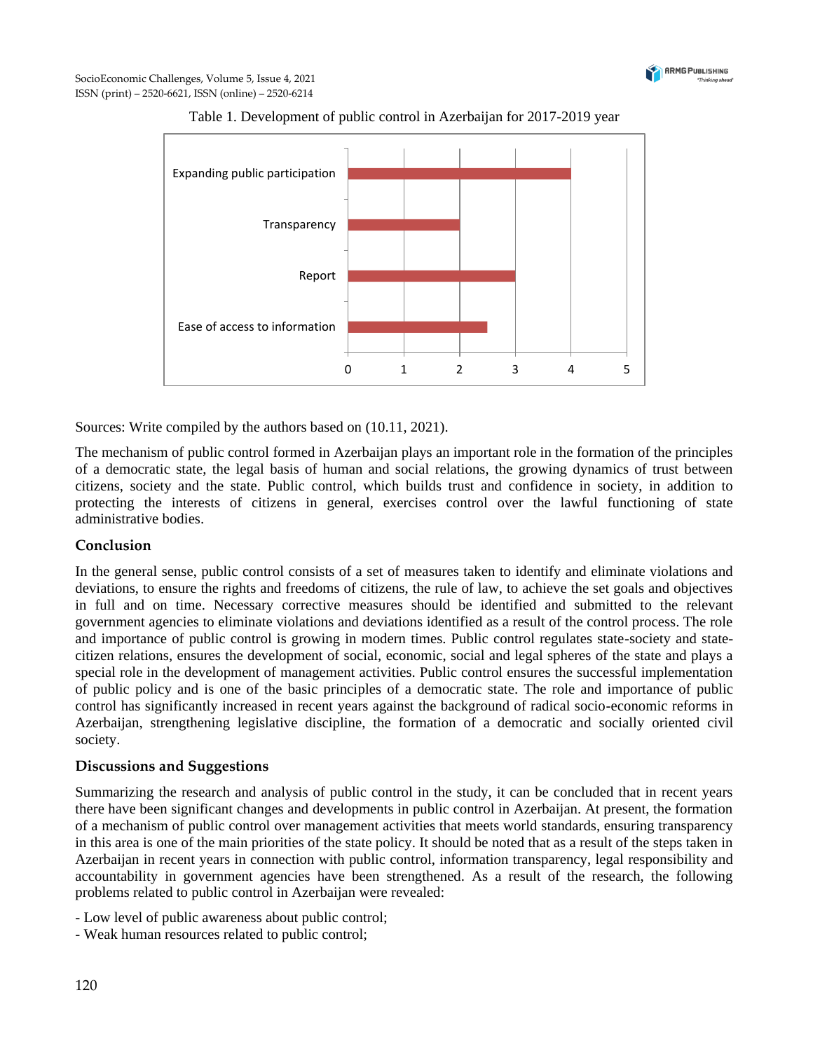Table 1. Development of public control in Azerbaijan for 2017-2019 year

| Indicator | Value |
|---|---|
| Expanding public participation | 4 |
| Transparency | 2 |
| Report | 3 |
| Ease of access to information | 2.5 |

Sources: Write compiled by the authors based on (10.11, 2021).

The mechanism of public control formed in Azerbaijan plays an important role in the formation of the principles of a democratic state, the legal basis of human and social relations, the growing dynamics of trust between citizens, society and the state. Public control, which builds trust and confidence in society, in addition to protecting the interests of citizens in general, exercises control over the lawful functioning of state administrative bodies.

## Conclusion

In the general sense, public control consists of a set of measures taken to identify and eliminate violations and deviations, to ensure the rights and freedoms of citizens, the rule of law, to achieve the set goals and objectives in full and on time. Necessary corrective measures should be identified and submitted to the relevant government agencies to eliminate violations and deviations identified as a result of the control process. The role and importance of public control is growing in modern times. Public control regulates state-society and state-citizen relations, ensures the development of social, economic, social and legal spheres of the state and plays a special role in the development of management activities. Public control ensures the successful implementation of public policy and is one of the basic principles of a democratic state. The role and importance of public control has significantly increased in recent years against the background of radical socio-economic reforms in Azerbaijan, strengthening legislative discipline, the formation of a democratic and socially oriented civil society.

## Discussions and Suggestions

Summarizing the research and analysis of public control in the study, it can be concluded that in recent years there have been significant changes and developments in public control in Azerbaijan. At present, the formation of a mechanism of public control over management activities that meets world standards, ensuring transparency in this area is one of the main priorities of the state policy. It should be noted that as a result of the steps taken in Azerbaijan in recent years in connection with public control, information transparency, legal responsibility and accountability in government agencies have been strengthened. As a result of the research, the following problems related to public control in Azerbaijan were revealed:

- Low level of public awareness about public control;
- Weak human resources related to public control;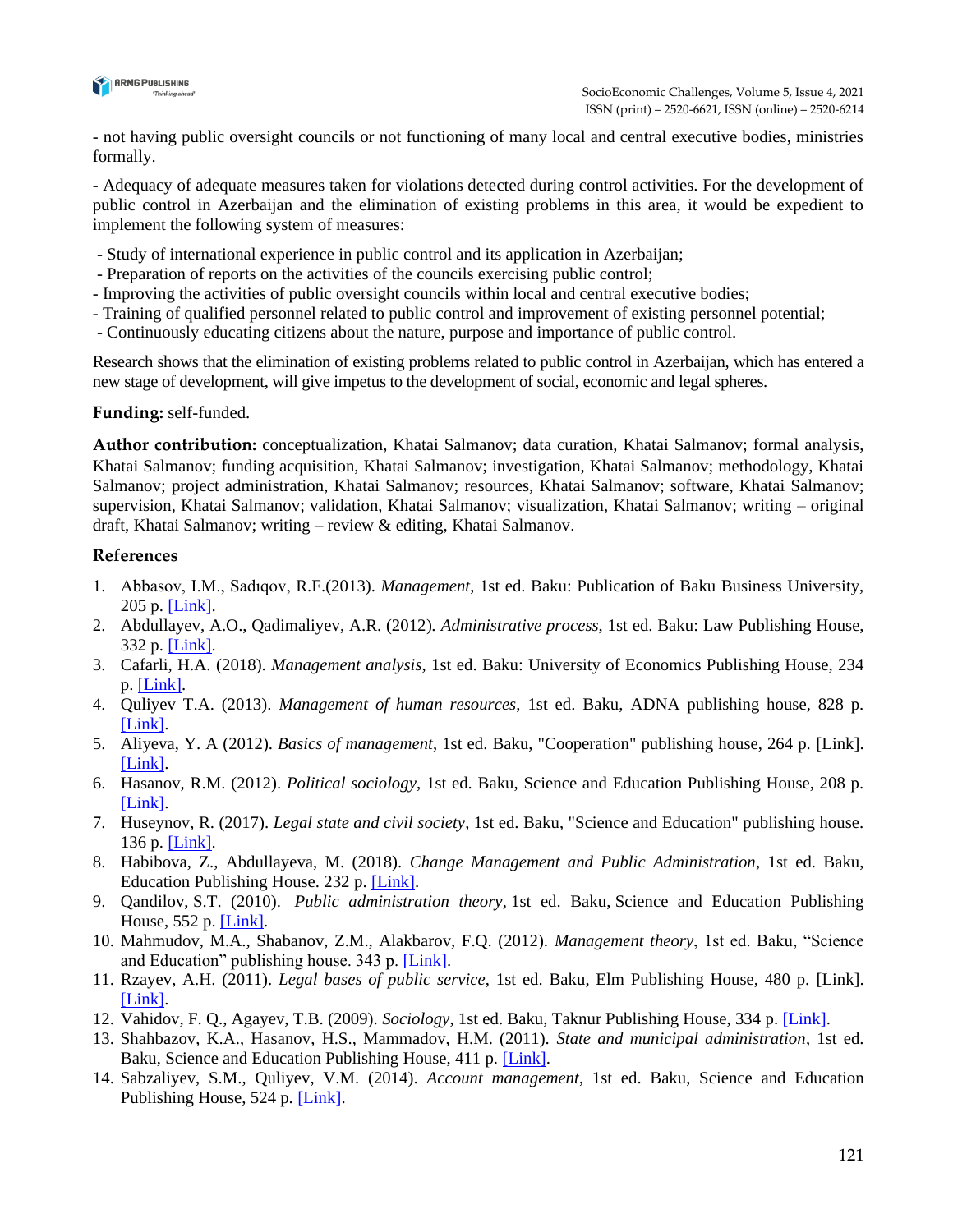- not having public oversight councils or not functioning of many local and central executive bodies, ministries formally.

- Adequacy of adequate measures taken for violations detected during control activities. For the development of public control in Azerbaijan and the elimination of existing problems in this area, it would be expedient to implement the following system of measures:

- Study of international experience in public control and its application in Azerbaijan;
- Preparation of reports on the activities of the councils exercising public control;
- Improving the activities of public oversight councils within local and central executive bodies;
- Training of qualified personnel related to public control and improvement of existing personnel potential;
- Continuously educating citizens about the nature, purpose and importance of public control.

Research shows that the elimination of existing problems related to public control in Azerbaijan, which has entered a new stage of development, will give impetus to the development of social, economic and legal spheres.

**Funding:** self-funded.

**Author contribution:** conceptualization, Khatai Salmanov; data curation, Khatai Salmanov; formal analysis, Khatai Salmanov; funding acquisition, Khatai Salmanov; investigation, Khatai Salmanov; methodology, Khatai Salmanov; project administration, Khatai Salmanov; resources, Khatai Salmanov; software, Khatai Salmanov; supervision, Khatai Salmanov; validation, Khatai Salmanov; visualization, Khatai Salmanov; writing – original draft, Khatai Salmanov; writing – review & editing, Khatai Salmanov.

## References

1. Abbasov, I.M., Sadıqov, R.F.(2013). *Management*, 1st ed. Baku: Publication of Baku Business University, 205 p. [Link].
2. Abdullayev, A.O., Qadimaliyev, A.R. (2012). *Administrative process*, 1st ed. Baku: Law Publishing House, 332 p. [Link].
3. Cafarli, H.A. (2018). *Management analysis*, 1st ed. Baku: University of Economics Publishing House, 234 p. [Link].
4. Quliyev T.A. (2013). *Management of human resources*, 1st ed. Baku, ADNA publishing house, 828 p. [Link].
5. Aliyeva, Y. A (2012). *Basics of management*, 1st ed. Baku, "Cooperation" publishing house, 264 p. [Link]. [Link].
6. Hasanov, R.M. (2012). *Political sociology*, 1st ed. Baku, Science and Education Publishing House, 208 p. [Link].
7. Huseynov, R. (2017). *Legal state and civil society*, 1st ed. Baku, "Science and Education" publishing house. 136 p. [Link].
8. Habibova, Z., Abdullayeva, M. (2018). *Change Management and Public Administration*, 1st ed. Baku, Education Publishing House. 232 p. [Link].
9. Qandilov, S.T. (2010). *Public administration theory*, 1st ed. Baku, Science and Education Publishing House, 552 p. [Link].
10. Mahmudov, M.A., Shabanov, Z.M., Alakbarov, F.Q. (2012). *Management theory*, 1st ed. Baku, "Science and Education" publishing house. 343 p. [Link].
11. Rzayev, A.H. (2011). *Legal bases of public service*, 1st ed. Baku, Elm Publishing House, 480 p. [Link]. [Link].
12. Vahidov, F. Q., Agayev, T.B. (2009). *Sociology*, 1st ed. Baku, Taknur Publishing House, 334 p. [Link].
13. Shahbazov, K.A., Hasanov, H.S., Mammadov, H.M. (2011). *State and municipal administration*, 1st ed. Baku, Science and Education Publishing House, 411 p. [Link].
14. Sabzaliyev, S.M., Quliyev, V.M. (2014). *Account management*, 1st ed. Baku, Science and Education Publishing House, 524 p. [Link].